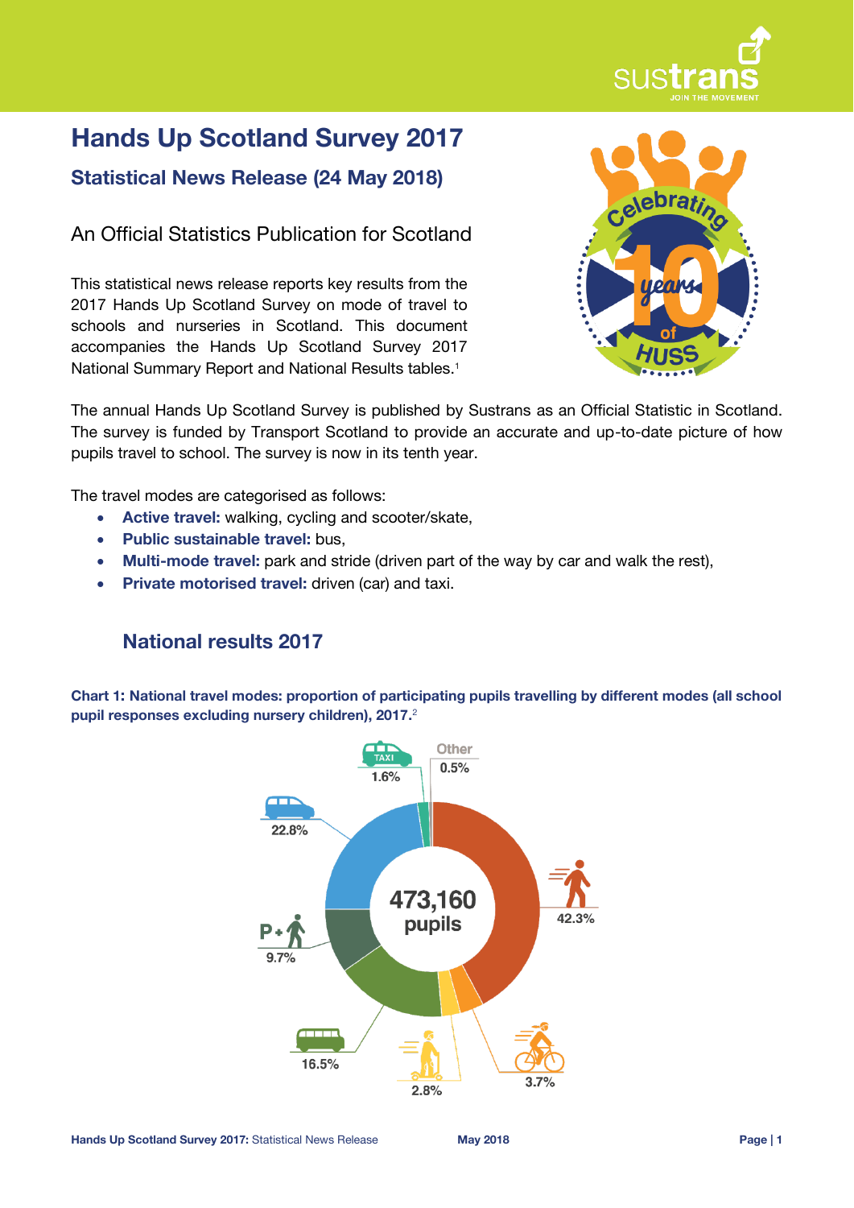# Hands Up Scotland Survey 2017

## Statistical News Release (24 May 2018)

An Official Statistics Publication for Scotland

This statistical news release reports key results from the 2017 Hands Up Scotland Survey on mode of travel to schools and nurseries in Scotland. This document accompanies the Hands Up Scotland Survey 2017 National Summary Report and National Results tables.[1]

The annual Hands Up Scotland Survey is published by Sustrans as an Official Statistic in Scotland. The survey is funded by Transport Scotland to provide an accurate and up-to-date picture of how pupils travel to school. The survey is now in its tenth year.

The travel modes are categorised as follows:

- **Active travel:** walking, cycling and scooter/skate,
- **Public sustainable travel:** bus,
- **Multi-mode travel:** park and stride (driven part of the way by car and walk the rest),
- **Private motorised travel:** driven (car) and taxi.

## National results 2017

**Chart 1: National travel modes: proportion of participating pupils travelling by different modes (all school pupil responses excluding nursery children), 2017.**[2]

473,160 pupils

| Mode | Proportion |
| --- | --- |
| Walk | 42.3% |
| Cycle | 3.7% |
| Scooter/skate | 2.8% |
| Bus | 16.5% |
| Park and stride (P+) | 9.7% |
| Driven (car) | 22.8% |
| Taxi | 1.6% |
| Other | 0.5% |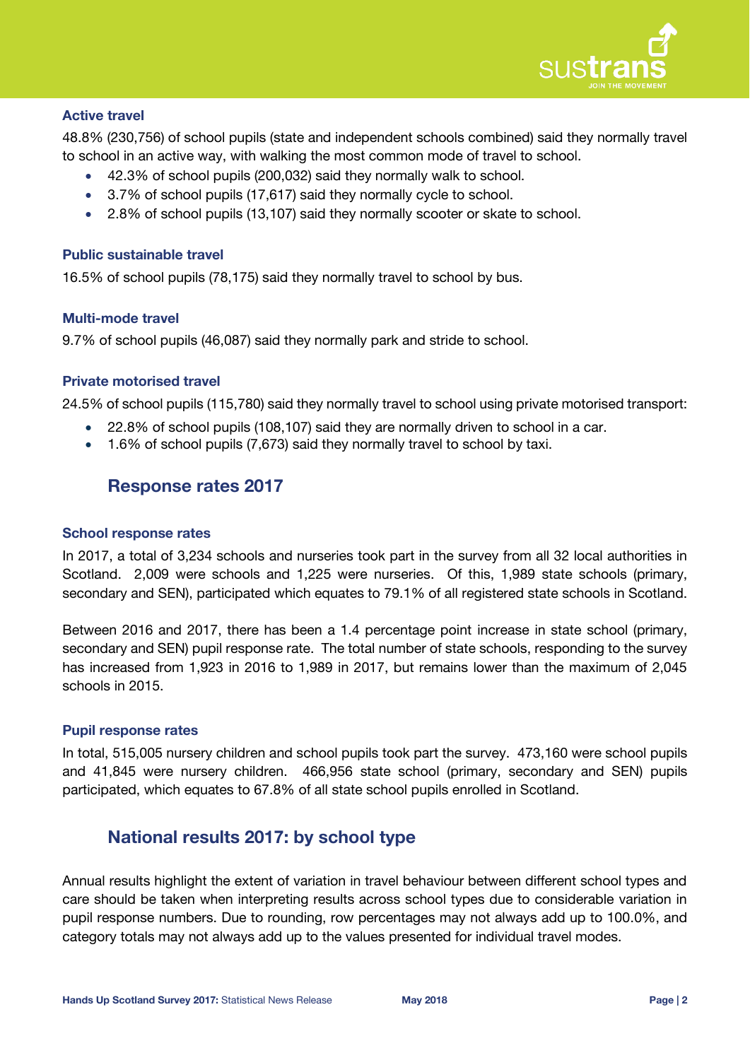#### Active travel

48.8% (230,756) of school pupils (state and independent schools combined) said they normally travel to school in an active way, with walking the most common mode of travel to school.

- 42.3% of school pupils (200,032) said they normally walk to school.
- 3.7% of school pupils (17,617) said they normally cycle to school.
- 2.8% of school pupils (13,107) said they normally scooter or skate to school.

#### Public sustainable travel

16.5% of school pupils (78,175) said they normally travel to school by bus.

#### Multi-mode travel

9.7% of school pupils (46,087) said they normally park and stride to school.

#### Private motorised travel

24.5% of school pupils (115,780) said they normally travel to school using private motorised transport:

- 22.8% of school pupils (108,107) said they are normally driven to school in a car.
- 1.6% of school pupils (7,673) said they normally travel to school by taxi.

## Response rates 2017

#### School response rates

In 2017, a total of 3,234 schools and nurseries took part in the survey from all 32 local authorities in Scotland. 2,009 were schools and 1,225 were nurseries. Of this, 1,989 state schools (primary, secondary and SEN), participated which equates to 79.1% of all registered state schools in Scotland.

Between 2016 and 2017, there has been a 1.4 percentage point increase in state school (primary, secondary and SEN) pupil response rate. The total number of state schools, responding to the survey has increased from 1,923 in 2016 to 1,989 in 2017, but remains lower than the maximum of 2,045 schools in 2015.

#### Pupil response rates

In total, 515,005 nursery children and school pupils took part the survey. 473,160 were school pupils and 41,845 were nursery children. 466,956 state school (primary, secondary and SEN) pupils participated, which equates to 67.8% of all state school pupils enrolled in Scotland.

## National results 2017: by school type

Annual results highlight the extent of variation in travel behaviour between different school types and care should be taken when interpreting results across school types due to considerable variation in pupil response numbers. Due to rounding, row percentages may not always add up to 100.0%, and category totals may not always add up to the values presented for individual travel modes.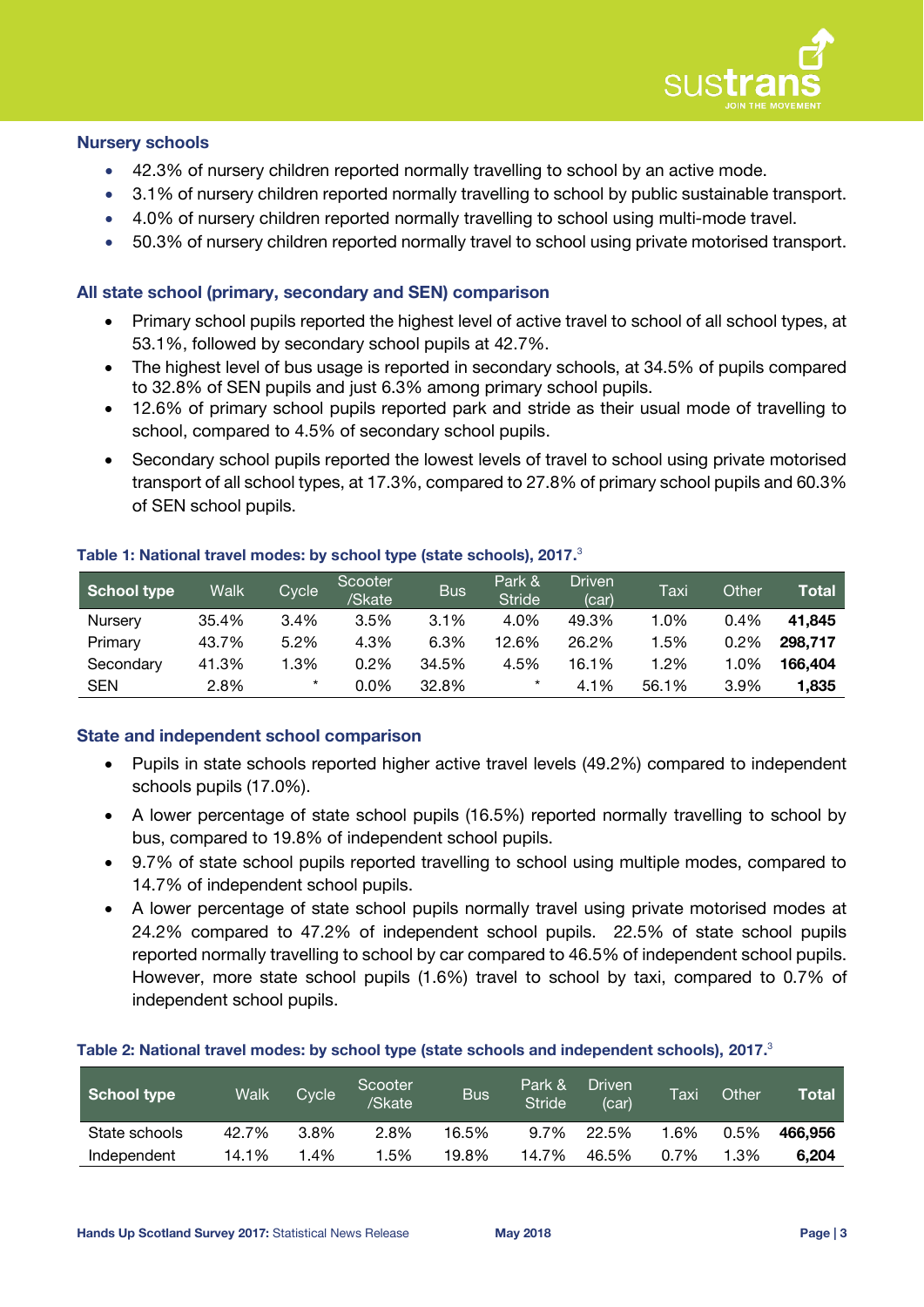### Nursery schools

- 42.3% of nursery children reported normally travelling to school by an active mode.
- 3.1% of nursery children reported normally travelling to school by public sustainable transport.
- 4.0% of nursery children reported normally travelling to school using multi-mode travel.
- 50.3% of nursery children reported normally travel to school using private motorised transport.

### All state school (primary, secondary and SEN) comparison

- Primary school pupils reported the highest level of active travel to school of all school types, at 53.1%, followed by secondary school pupils at 42.7%.
- The highest level of bus usage is reported in secondary schools, at 34.5% of pupils compared to 32.8% of SEN pupils and just 6.3% among primary school pupils.
- 12.6% of primary school pupils reported park and stride as their usual mode of travelling to school, compared to 4.5% of secondary school pupils.
- Secondary school pupils reported the lowest levels of travel to school using private motorised transport of all school types, at 17.3%, compared to 27.8% of primary school pupils and 60.3% of SEN school pupils.

**Table 1: National travel modes: by school type (state schools), 2017.**[3]

| School type | Walk | Cycle | Scooter /Skate | Bus | Park & Stride | Driven (car) | Taxi | Other | Total |
|---|---|---|---|---|---|---|---|---|---|
| Nursery | 35.4% | 3.4% | 3.5% | 3.1% | 4.0% | 49.3% | 1.0% | 0.4% | **41,845** |
| Primary | 43.7% | 5.2% | 4.3% | 6.3% | 12.6% | 26.2% | 1.5% | 0.2% | **298,717** |
| Secondary | 41.3% | 1.3% | 0.2% | 34.5% | 4.5% | 16.1% | 1.2% | 1.0% | **166,404** |
| SEN | 2.8% | * | 0.0% | 32.8% | * | 4.1% | 56.1% | 3.9% | **1,835** |

### State and independent school comparison

- Pupils in state schools reported higher active travel levels (49.2%) compared to independent schools pupils (17.0%).
- A lower percentage of state school pupils (16.5%) reported normally travelling to school by bus, compared to 19.8% of independent school pupils.
- 9.7% of state school pupils reported travelling to school using multiple modes, compared to 14.7% of independent school pupils.
- A lower percentage of state school pupils normally travel using private motorised modes at 24.2% compared to 47.2% of independent school pupils. 22.5% of state school pupils reported normally travelling to school by car compared to 46.5% of independent school pupils. However, more state school pupils (1.6%) travel to school by taxi, compared to 0.7% of independent school pupils.

**Table 2: National travel modes: by school type (state schools and independent schools), 2017.**[3]

| School type | Walk | Cycle | Scooter /Skate | Bus | Park & Stride | Driven (car) | Taxi | Other | Total |
|---|---|---|---|---|---|---|---|---|---|
| State schools | 42.7% | 3.8% | 2.8% | 16.5% | 9.7% | 22.5% | 1.6% | 0.5% | **466,956** |
| Independent | 14.1% | 1.4% | 1.5% | 19.8% | 14.7% | 46.5% | 0.7% | 1.3% | **6,204** |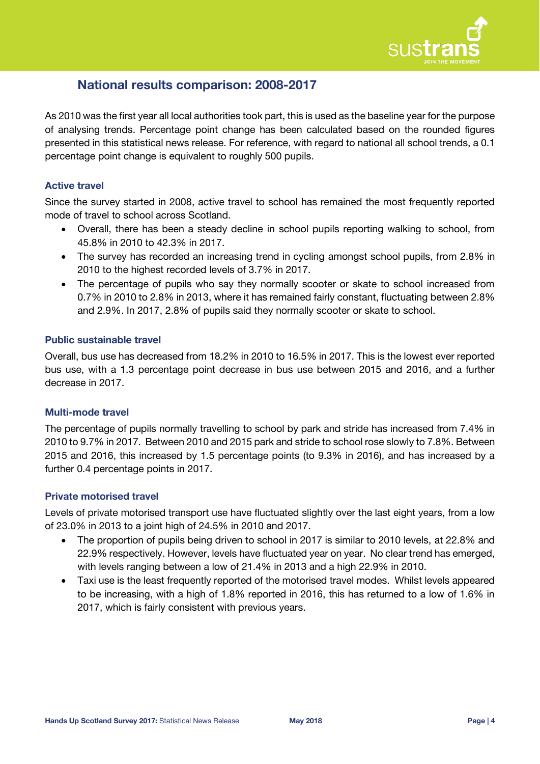## National results comparison: 2008-2017

As 2010 was the first year all local authorities took part, this is used as the baseline year for the purpose of analysing trends. Percentage point change has been calculated based on the rounded figures presented in this statistical news release. For reference, with regard to national all school trends, a 0.1 percentage point change is equivalent to roughly 500 pupils.

### Active travel

Since the survey started in 2008, active travel to school has remained the most frequently reported mode of travel to school across Scotland.

- Overall, there has been a steady decline in school pupils reporting walking to school, from 45.8% in 2010 to 42.3% in 2017.
- The survey has recorded an increasing trend in cycling amongst school pupils, from 2.8% in 2010 to the highest recorded levels of 3.7% in 2017.
- The percentage of pupils who say they normally scooter or skate to school increased from 0.7% in 2010 to 2.8% in 2013, where it has remained fairly constant, fluctuating between 2.8% and 2.9%. In 2017, 2.8% of pupils said they normally scooter or skate to school.

### Public sustainable travel

Overall, bus use has decreased from 18.2% in 2010 to 16.5% in 2017. This is the lowest ever reported bus use, with a 1.3 percentage point decrease in bus use between 2015 and 2016, and a further decrease in 2017.

### Multi-mode travel

The percentage of pupils normally travelling to school by park and stride has increased from 7.4% in 2010 to 9.7% in 2017. Between 2010 and 2015 park and stride to school rose slowly to 7.8%. Between 2015 and 2016, this increased by 1.5 percentage points (to 9.3% in 2016), and has increased by a further 0.4 percentage points in 2017.

### Private motorised travel

Levels of private motorised transport use have fluctuated slightly over the last eight years, from a low of 23.0% in 2013 to a joint high of 24.5% in 2010 and 2017.

- The proportion of pupils being driven to school in 2017 is similar to 2010 levels, at 22.8% and 22.9% respectively. However, levels have fluctuated year on year. No clear trend has emerged, with levels ranging between a low of 21.4% in 2013 and a high 22.9% in 2010.
- Taxi use is the least frequently reported of the motorised travel modes. Whilst levels appeared to be increasing, with a high of 1.8% reported in 2016, this has returned to a low of 1.6% in 2017, which is fairly consistent with previous years.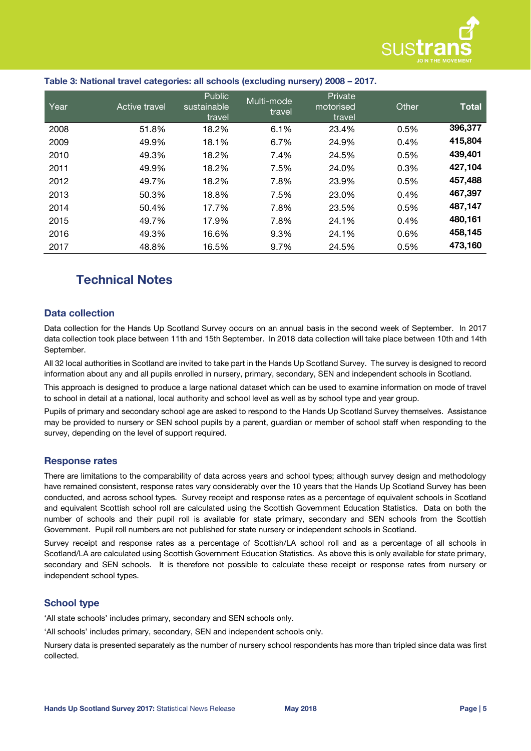**Table 3: National travel categories: all schools (excluding nursery) 2008 – 2017.**

| Year | Active travel | Public sustainable travel | Multi-mode travel | Private motorised travel | Other | **Total** |
|---|---|---|---|---|---|---|
| 2008 | 51.8% | 18.2% | 6.1% | 23.4% | 0.5% | **396,377** |
| 2009 | 49.9% | 18.1% | 6.7% | 24.9% | 0.4% | **415,804** |
| 2010 | 49.3% | 18.2% | 7.4% | 24.5% | 0.5% | **439,401** |
| 2011 | 49.9% | 18.2% | 7.5% | 24.0% | 0.3% | **427,104** |
| 2012 | 49.7% | 18.2% | 7.8% | 23.9% | 0.5% | **457,488** |
| 2013 | 50.3% | 18.8% | 7.5% | 23.0% | 0.4% | **467,397** |
| 2014 | 50.4% | 17.7% | 7.8% | 23.5% | 0.5% | **487,147** |
| 2015 | 49.7% | 17.9% | 7.8% | 24.1% | 0.4% | **480,161** |
| 2016 | 49.3% | 16.6% | 9.3% | 24.1% | 0.6% | **458,145** |
| 2017 | 48.8% | 16.5% | 9.7% | 24.5% | 0.5% | **473,160** |

# Technical Notes

## Data collection

Data collection for the Hands Up Scotland Survey occurs on an annual basis in the second week of September. In 2017 data collection took place between 11th and 15th September. In 2018 data collection will take place between 10th and 14th September.

All 32 local authorities in Scotland are invited to take part in the Hands Up Scotland Survey. The survey is designed to record information about any and all pupils enrolled in nursery, primary, secondary, SEN and independent schools in Scotland.

This approach is designed to produce a large national dataset which can be used to examine information on mode of travel to school in detail at a national, local authority and school level as well as by school type and year group.

Pupils of primary and secondary school age are asked to respond to the Hands Up Scotland Survey themselves. Assistance may be provided to nursery or SEN school pupils by a parent, guardian or member of school staff when responding to the survey, depending on the level of support required.

## Response rates

There are limitations to the comparability of data across years and school types; although survey design and methodology have remained consistent, response rates vary considerably over the 10 years that the Hands Up Scotland Survey has been conducted, and across school types. Survey receipt and response rates as a percentage of equivalent schools in Scotland and equivalent Scottish school roll are calculated using the Scottish Government Education Statistics. Data on both the number of schools and their pupil roll is available for state primary, secondary and SEN schools from the Scottish Government. Pupil roll numbers are not published for state nursery or independent schools in Scotland.

Survey receipt and response rates as a percentage of Scottish/LA school roll and as a percentage of all schools in Scotland/LA are calculated using Scottish Government Education Statistics. As above this is only available for state primary, secondary and SEN schools. It is therefore not possible to calculate these receipt or response rates from nursery or independent school types.

## School type

'All state schools' includes primary, secondary and SEN schools only.

'All schools' includes primary, secondary, SEN and independent schools only.

Nursery data is presented separately as the number of nursery school respondents has more than tripled since data was first collected.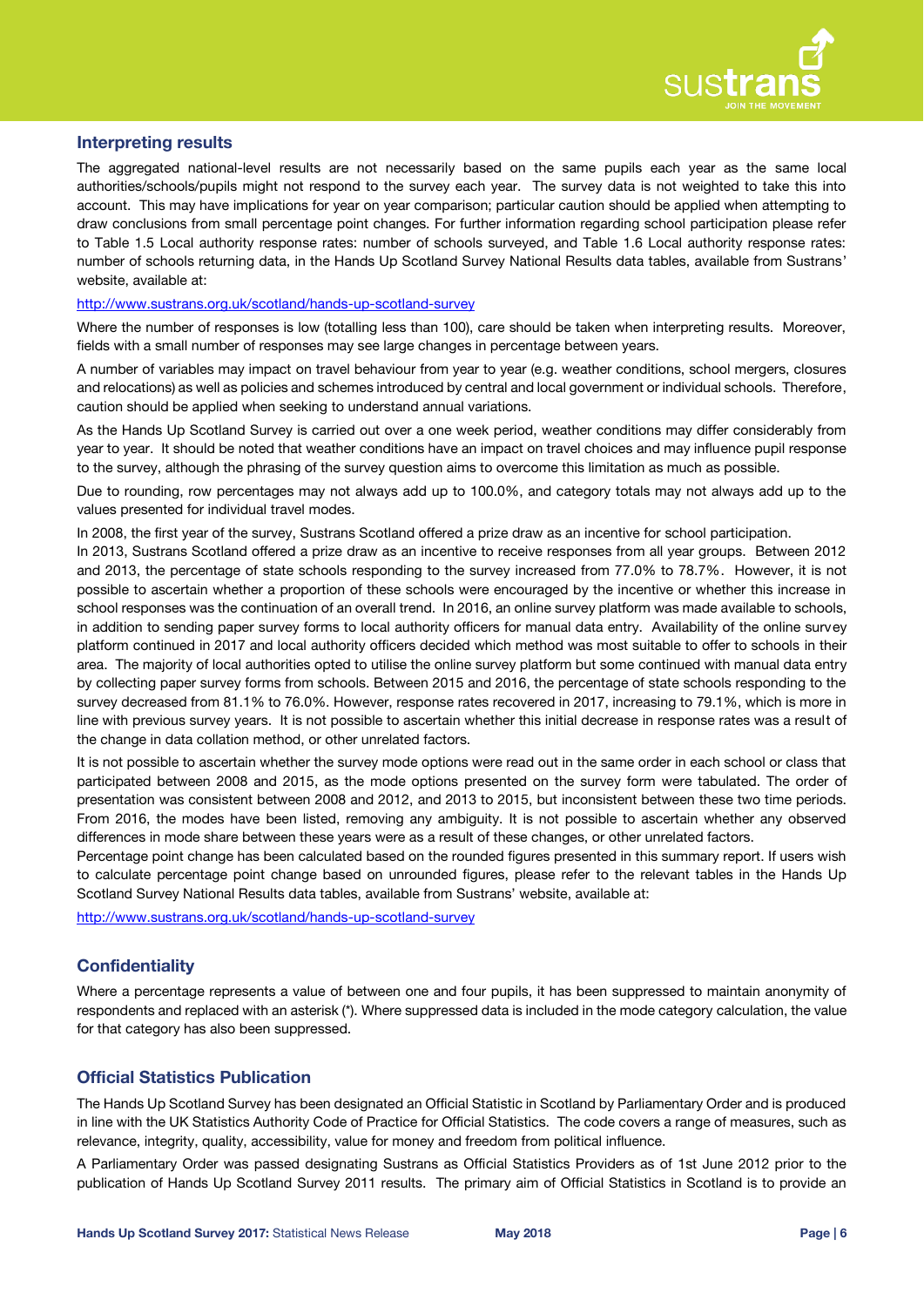## Interpreting results

The aggregated national-level results are not necessarily based on the same pupils each year as the same local authorities/schools/pupils might not respond to the survey each year. The survey data is not weighted to take this into account. This may have implications for year on year comparison; particular caution should be applied when attempting to draw conclusions from small percentage point changes. For further information regarding school participation please refer to Table 1.5 Local authority response rates: number of schools surveyed, and Table 1.6 Local authority response rates: number of schools returning data, in the Hands Up Scotland Survey National Results data tables, available from Sustrans' website, available at:

http://www.sustrans.org.uk/scotland/hands-up-scotland-survey

Where the number of responses is low (totalling less than 100), care should be taken when interpreting results. Moreover, fields with a small number of responses may see large changes in percentage between years.

A number of variables may impact on travel behaviour from year to year (e.g. weather conditions, school mergers, closures and relocations) as well as policies and schemes introduced by central and local government or individual schools. Therefore, caution should be applied when seeking to understand annual variations.

As the Hands Up Scotland Survey is carried out over a one week period, weather conditions may differ considerably from year to year. It should be noted that weather conditions have an impact on travel choices and may influence pupil response to the survey, although the phrasing of the survey question aims to overcome this limitation as much as possible.

Due to rounding, row percentages may not always add up to 100.0%, and category totals may not always add up to the values presented for individual travel modes.

In 2008, the first year of the survey, Sustrans Scotland offered a prize draw as an incentive for school participation.

In 2013, Sustrans Scotland offered a prize draw as an incentive to receive responses from all year groups. Between 2012 and 2013, the percentage of state schools responding to the survey increased from 77.0% to 78.7%. However, it is not possible to ascertain whether a proportion of these schools were encouraged by the incentive or whether this increase in school responses was the continuation of an overall trend. In 2016, an online survey platform was made available to schools, in addition to sending paper survey forms to local authority officers for manual data entry. Availability of the online survey platform continued in 2017 and local authority officers decided which method was most suitable to offer to schools in their area. The majority of local authorities opted to utilise the online survey platform but some continued with manual data entry by collecting paper survey forms from schools. Between 2015 and 2016, the percentage of state schools responding to the survey decreased from 81.1% to 76.0%. However, response rates recovered in 2017, increasing to 79.1%, which is more in line with previous survey years. It is not possible to ascertain whether this initial decrease in response rates was a result of the change in data collation method, or other unrelated factors.

It is not possible to ascertain whether the survey mode options were read out in the same order in each school or class that participated between 2008 and 2015, as the mode options presented on the survey form were tabulated. The order of presentation was consistent between 2008 and 2012, and 2013 to 2015, but inconsistent between these two time periods. From 2016, the modes have been listed, removing any ambiguity. It is not possible to ascertain whether any observed differences in mode share between these years were as a result of these changes, or other unrelated factors.

Percentage point change has been calculated based on the rounded figures presented in this summary report. If users wish to calculate percentage point change based on unrounded figures, please refer to the relevant tables in the Hands Up Scotland Survey National Results data tables, available from Sustrans' website, available at:

http://www.sustrans.org.uk/scotland/hands-up-scotland-survey

## Confidentiality

Where a percentage represents a value of between one and four pupils, it has been suppressed to maintain anonymity of respondents and replaced with an asterisk (*). Where suppressed data is included in the mode category calculation, the value for that category has also been suppressed.

## Official Statistics Publication

The Hands Up Scotland Survey has been designated an Official Statistic in Scotland by Parliamentary Order and is produced in line with the UK Statistics Authority Code of Practice for Official Statistics. The code covers a range of measures, such as relevance, integrity, quality, accessibility, value for money and freedom from political influence.

A Parliamentary Order was passed designating Sustrans as Official Statistics Providers as of 1st June 2012 prior to the publication of Hands Up Scotland Survey 2011 results. The primary aim of Official Statistics in Scotland is to provide an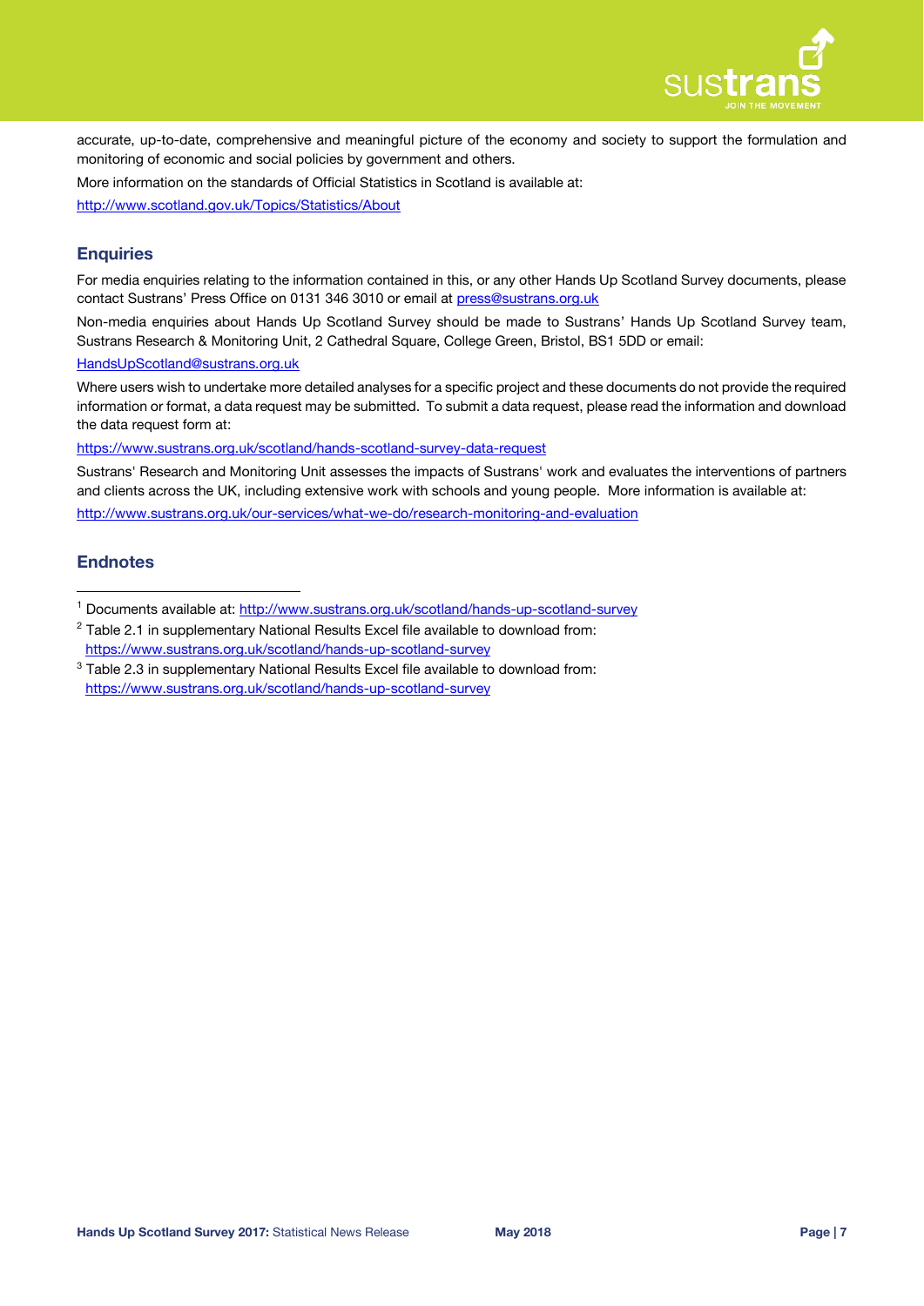accurate, up-to-date, comprehensive and meaningful picture of the economy and society to support the formulation and monitoring of economic and social policies by government and others.

More information on the standards of Official Statistics in Scotland is available at:

http://www.scotland.gov.uk/Topics/Statistics/About

## Enquiries

For media enquiries relating to the information contained in this, or any other Hands Up Scotland Survey documents, please contact Sustrans' Press Office on 0131 346 3010 or email at press@sustrans.org.uk

Non-media enquiries about Hands Up Scotland Survey should be made to Sustrans' Hands Up Scotland Survey team, Sustrans Research & Monitoring Unit, 2 Cathedral Square, College Green, Bristol, BS1 5DD or email:

HandsUpScotland@sustrans.org.uk

Where users wish to undertake more detailed analyses for a specific project and these documents do not provide the required information or format, a data request may be submitted. To submit a data request, please read the information and download the data request form at:

https://www.sustrans.org.uk/scotland/hands-scotland-survey-data-request

Sustrans' Research and Monitoring Unit assesses the impacts of Sustrans' work and evaluates the interventions of partners and clients across the UK, including extensive work with schools and young people. More information is available at:

http://www.sustrans.org.uk/our-services/what-we-do/research-monitoring-and-evaluation

## Endnotes

[1] Documents available at: http://www.sustrans.org.uk/scotland/hands-up-scotland-survey

[2] Table 2.1 in supplementary National Results Excel file available to download from: https://www.sustrans.org.uk/scotland/hands-up-scotland-survey

[3] Table 2.3 in supplementary National Results Excel file available to download from: https://www.sustrans.org.uk/scotland/hands-up-scotland-survey